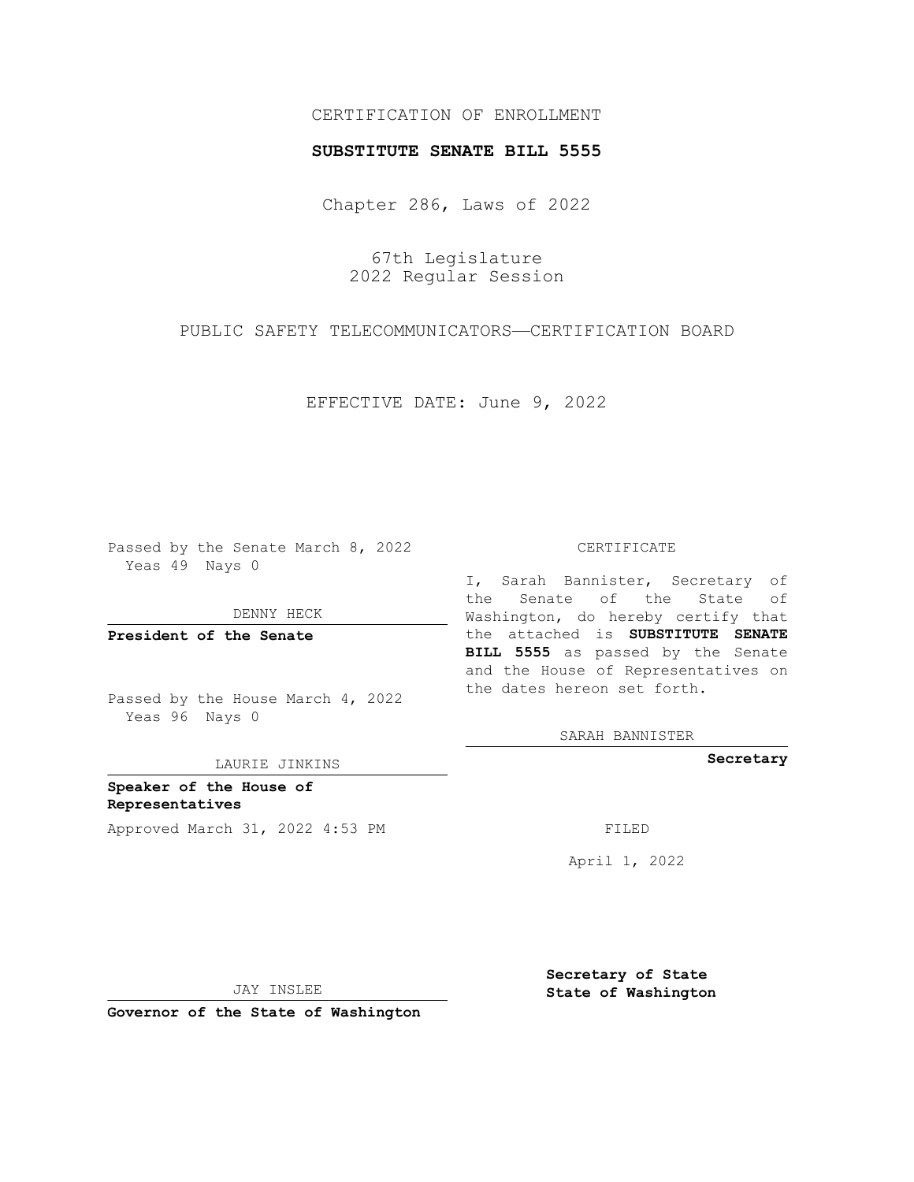CERTIFICATION OF ENROLLMENT

**SUBSTITUTE SENATE BILL 5555**

Chapter 286, Laws of 2022

67th Legislature
2022 Regular Session

PUBLIC SAFETY TELECOMMUNICATORS—CERTIFICATION BOARD

EFFECTIVE DATE: June 9, 2022

Passed by the Senate March 8, 2022
Yeas 49 Nays 0

DENNY HECK

**President of the Senate**

Passed by the House March 4, 2022
Yeas 96 Nays 0

LAURIE JINKINS

**Speaker of the House of Representatives**

Approved March 31, 2022 4:53 PM

JAY INSLEE

**Governor of the State of Washington**

CERTIFICATE

I, Sarah Bannister, Secretary of the Senate of the State of Washington, do hereby certify that the attached is **SUBSTITUTE SENATE BILL 5555** as passed by the Senate and the House of Representatives on the dates hereon set forth.

SARAH BANNISTER

**Secretary**

FILED

April 1, 2022

**Secretary of State**
**State of Washington**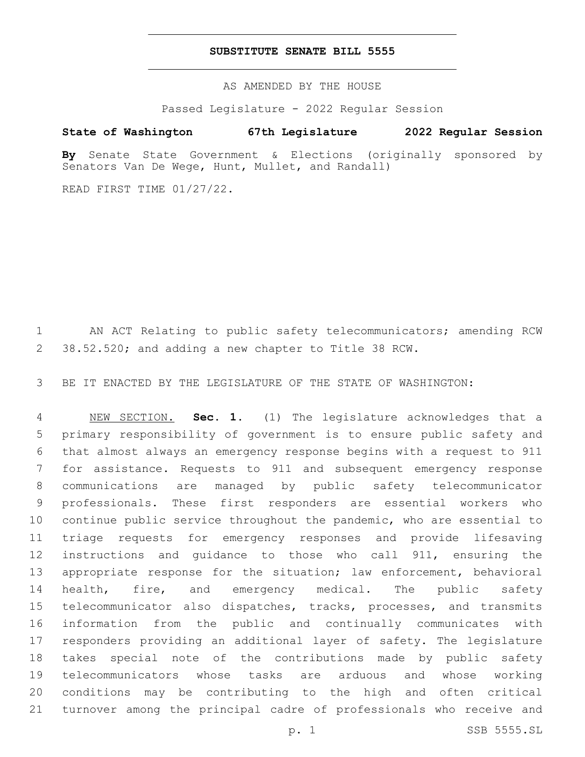# SUBSTITUTE SENATE BILL 5555

AS AMENDED BY THE HOUSE

Passed Legislature - 2022 Regular Session

**State of Washington 67th Legislature 2022 Regular Session**

**By** Senate State Government & Elections (originally sponsored by Senators Van De Wege, Hunt, Mullet, and Randall)

READ FIRST TIME 01/27/22.

AN ACT Relating to public safety telecommunicators; amending RCW 38.52.520; and adding a new chapter to Title 38 RCW.

BE IT ENACTED BY THE LEGISLATURE OF THE STATE OF WASHINGTON:

NEW SECTION. **Sec. 1.** (1) The legislature acknowledges that a primary responsibility of government is to ensure public safety and that almost always an emergency response begins with a request to 911 for assistance. Requests to 911 and subsequent emergency response communications are managed by public safety telecommunicator professionals. These first responders are essential workers who continue public service throughout the pandemic, who are essential to triage requests for emergency responses and provide lifesaving instructions and guidance to those who call 911, ensuring the appropriate response for the situation; law enforcement, behavioral health, fire, and emergency medical. The public safety telecommunicator also dispatches, tracks, processes, and transmits information from the public and continually communicates with responders providing an additional layer of safety. The legislature takes special note of the contributions made by public safety telecommunicators whose tasks are arduous and whose working conditions may be contributing to the high and often critical turnover among the principal cadre of professionals who receive and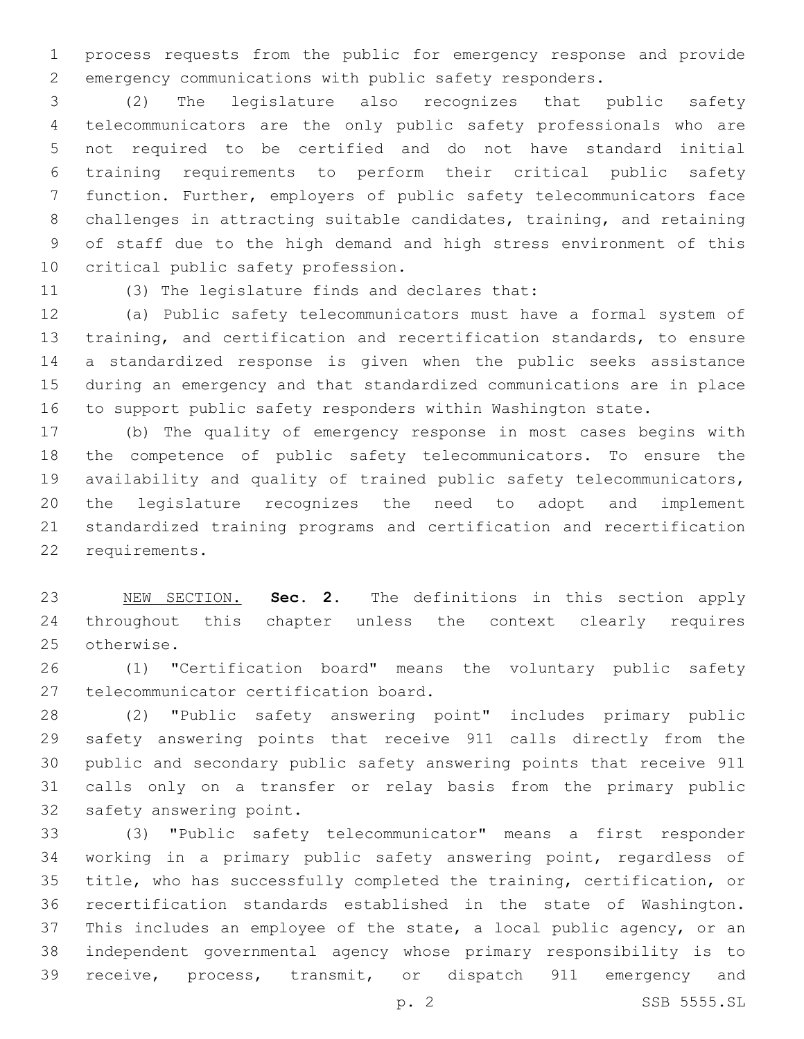process requests from the public for emergency response and provide emergency communications with public safety responders.

(2) The legislature also recognizes that public safety telecommunicators are the only public safety professionals who are not required to be certified and do not have standard initial training requirements to perform their critical public safety function. Further, employers of public safety telecommunicators face challenges in attracting suitable candidates, training, and retaining of staff due to the high demand and high stress environment of this critical public safety profession.

(3) The legislature finds and declares that:

(a) Public safety telecommunicators must have a formal system of training, and certification and recertification standards, to ensure a standardized response is given when the public seeks assistance during an emergency and that standardized communications are in place to support public safety responders within Washington state.

(b) The quality of emergency response in most cases begins with the competence of public safety telecommunicators. To ensure the availability and quality of trained public safety telecommunicators, the legislature recognizes the need to adopt and implement standardized training programs and certification and recertification requirements.

NEW SECTION. **Sec. 2.** The definitions in this section apply throughout this chapter unless the context clearly requires otherwise.

(1) "Certification board" means the voluntary public safety telecommunicator certification board.

(2) "Public safety answering point" includes primary public safety answering points that receive 911 calls directly from the public and secondary public safety answering points that receive 911 calls only on a transfer or relay basis from the primary public safety answering point.

(3) "Public safety telecommunicator" means a first responder working in a primary public safety answering point, regardless of title, who has successfully completed the training, certification, or recertification standards established in the state of Washington. This includes an employee of the state, a local public agency, or an independent governmental agency whose primary responsibility is to receive, process, transmit, or dispatch 911 emergency and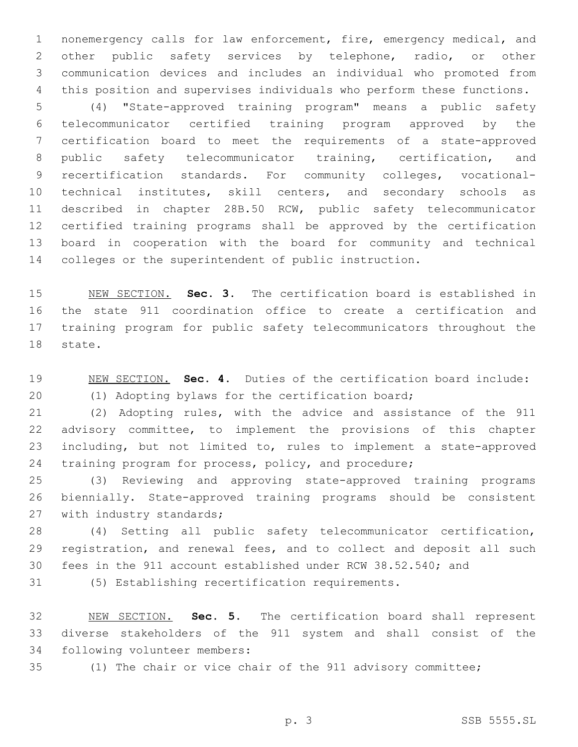nonemergency calls for law enforcement, fire, emergency medical, and other public safety services by telephone, radio, or other communication devices and includes an individual who promoted from this position and supervises individuals who perform these functions.

(4) "State-approved training program" means a public safety telecommunicator certified training program approved by the certification board to meet the requirements of a state-approved public safety telecommunicator training, certification, and recertification standards. For community colleges, vocational-technical institutes, skill centers, and secondary schools as described in chapter 28B.50 RCW, public safety telecommunicator certified training programs shall be approved by the certification board in cooperation with the board for community and technical colleges or the superintendent of public instruction.

NEW SECTION. **Sec. 3.** The certification board is established in the state 911 coordination office to create a certification and training program for public safety telecommunicators throughout the state.

NEW SECTION. **Sec. 4.** Duties of the certification board include:

(1) Adopting bylaws for the certification board;

(2) Adopting rules, with the advice and assistance of the 911 advisory committee, to implement the provisions of this chapter including, but not limited to, rules to implement a state-approved training program for process, policy, and procedure;

(3) Reviewing and approving state-approved training programs biennially. State-approved training programs should be consistent with industry standards;

(4) Setting all public safety telecommunicator certification, registration, and renewal fees, and to collect and deposit all such fees in the 911 account established under RCW 38.52.540; and

(5) Establishing recertification requirements.

NEW SECTION. **Sec. 5.** The certification board shall represent diverse stakeholders of the 911 system and shall consist of the following volunteer members:

(1) The chair or vice chair of the 911 advisory committee;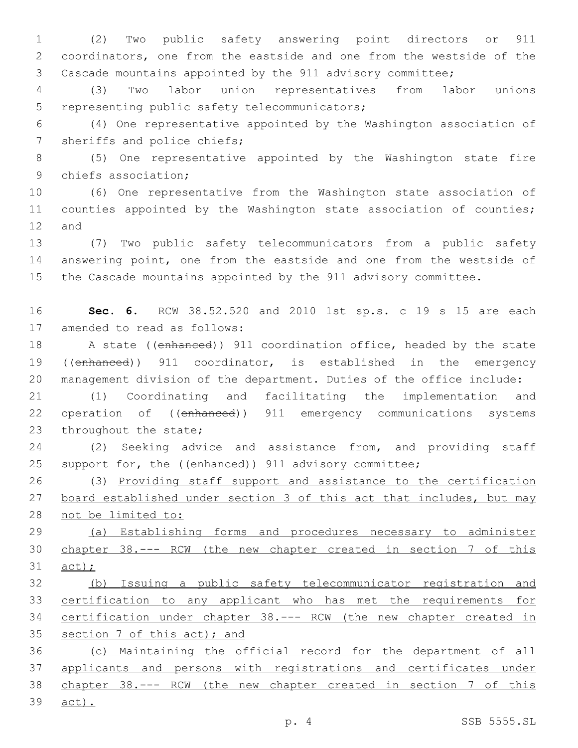(2) Two public safety answering point directors or 911 coordinators, one from the eastside and one from the westside of the Cascade mountains appointed by the 911 advisory committee;

(3) Two labor union representatives from labor unions representing public safety telecommunicators;

(4) One representative appointed by the Washington association of sheriffs and police chiefs;

(5) One representative appointed by the Washington state fire chiefs association;

(6) One representative from the Washington state association of counties appointed by the Washington state association of counties; and

(7) Two public safety telecommunicators from a public safety answering point, one from the eastside and one from the westside of the Cascade mountains appointed by the 911 advisory committee.

**Sec. 6.** RCW 38.52.520 and 2010 1st sp.s. c 19 s 15 are each amended to read as follows:

A state ((~~enhanced~~)) 911 coordination office, headed by the state ((~~enhanced~~)) 911 coordinator, is established in the emergency management division of the department. Duties of the office include:

(1) Coordinating and facilitating the implementation and operation of ((~~enhanced~~)) 911 emergency communications systems throughout the state;

(2) Seeking advice and assistance from, and providing staff support for, the ((~~enhanced~~)) 911 advisory committee;

(3) <u>Providing staff support and assistance to the certification board established under section 3 of this act that includes, but may not be limited to:</u>

<u>(a) Establishing forms and procedures necessary to administer chapter 38.--- RCW (the new chapter created in section 7 of this act);</u>

<u>(b) Issuing a public safety telecommunicator registration and certification to any applicant who has met the requirements for certification under chapter 38.--- RCW (the new chapter created in section 7 of this act); and</u>

<u>(c) Maintaining the official record for the department of all applicants and persons with registrations and certificates under chapter 38.--- RCW (the new chapter created in section 7 of this act).</u>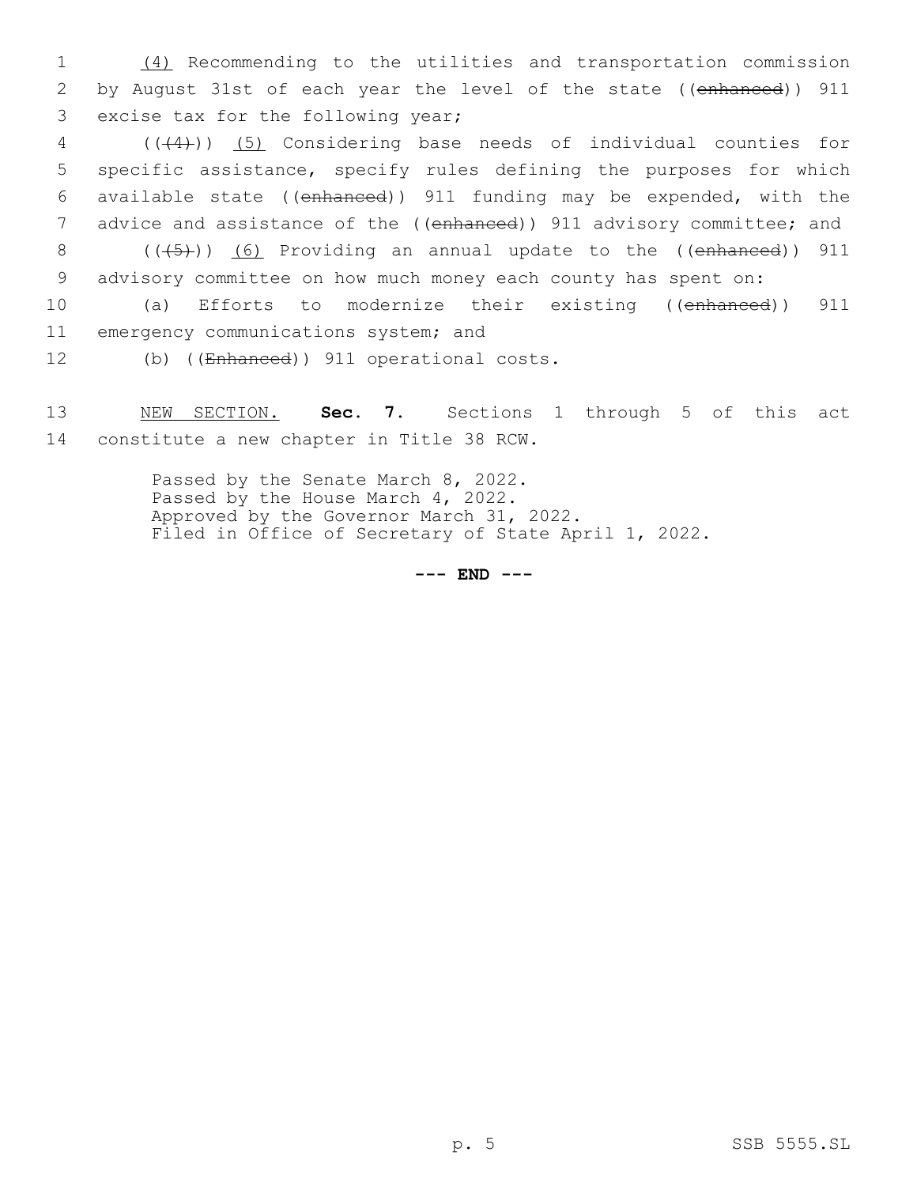(4) Recommending to the utilities and transportation commission by August 31st of each year the level of the state ((~~enhanced~~)) 911 excise tax for the following year;

((~~(4)~~)) (5) Considering base needs of individual counties for specific assistance, specify rules defining the purposes for which available state ((~~enhanced~~)) 911 funding may be expended, with the advice and assistance of the ((~~enhanced~~)) 911 advisory committee; and

((~~(5)~~)) (6) Providing an annual update to the ((~~enhanced~~)) 911 advisory committee on how much money each county has spent on:

(a) Efforts to modernize their existing ((~~enhanced~~)) 911 emergency communications system; and

(b) ((~~Enhanced~~)) 911 operational costs.

NEW SECTION. **Sec. 7.** Sections 1 through 5 of this act constitute a new chapter in Title 38 RCW.

Passed by the Senate March 8, 2022.
Passed by the House March 4, 2022.
Approved by the Governor March 31, 2022.
Filed in Office of Secretary of State April 1, 2022.

**--- END ---**